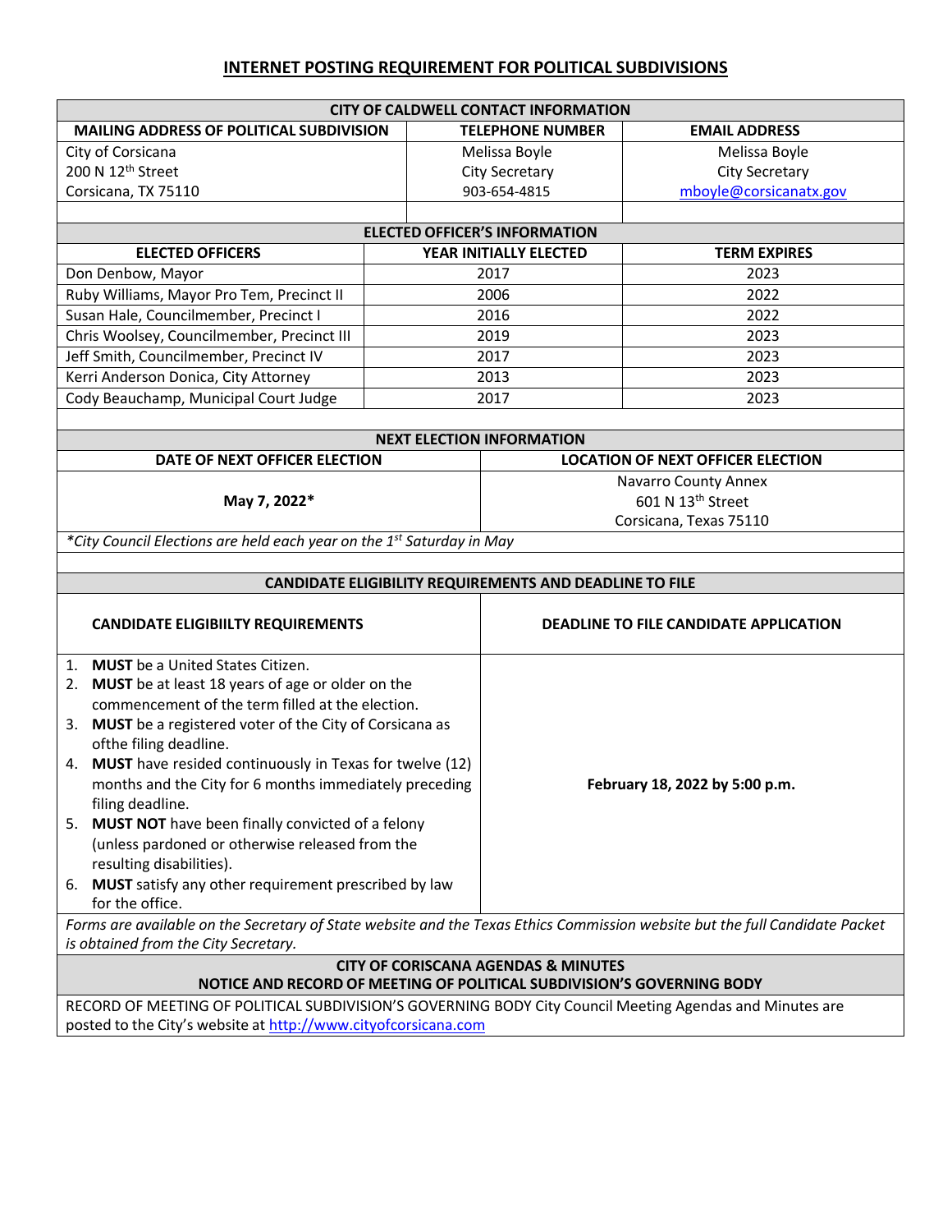## INTERNET POSTING REQUIREMENT FOR POLITICAL SUBDIVISIONS

| CITY OF CALDWELL CONTACT INFORMATION | | |
|---|---|---|
| **MAILING ADDRESS OF POLITICAL SUBDIVISION** | **TELEPHONE NUMBER** | **EMAIL ADDRESS** |
| City of Corsicana<br>200 N 12th Street<br>Corsicana, TX 75110 | Melissa Boyle<br>City Secretary<br>903-654-4815 | Melissa Boyle<br>City Secretary<br>mboyle@corsicanatx.gov |

| ELECTED OFFICER'S INFORMATION | | |
|---|---|---|
| **ELECTED OFFICERS** | **YEAR INITIALLY ELECTED** | **TERM EXPIRES** |
| Don Denbow, Mayor | 2017 | 2023 |
| Ruby Williams, Mayor Pro Tem, Precinct II | 2006 | 2022 |
| Susan Hale, Councilmember, Precinct I | 2016 | 2022 |
| Chris Woolsey, Councilmember, Precinct III | 2019 | 2023 |
| Jeff Smith, Councilmember, Precinct IV | 2017 | 2023 |
| Kerri Anderson Donica, City Attorney | 2013 | 2023 |
| Cody Beauchamp, Municipal Court Judge | 2017 | 2023 |

| NEXT ELECTION INFORMATION | |
|---|---|
| **DATE OF NEXT OFFICER ELECTION** | **LOCATION OF NEXT OFFICER ELECTION** |
| **May 7, 2022*** | Navarro County Annex<br>601 N 13th Street<br>Corsicana, Texas 75110 |

*\*City Council Elections are held each year on the 1st Saturday in May*

| CANDIDATE ELIGIBILITY REQUIREMENTS AND DEADLINE TO FILE | |
|---|---|
| **CANDIDATE ELIGIBIILTY REQUIREMENTS** | **DEADLINE TO FILE CANDIDATE APPLICATION** |
| 1. **MUST** be a United States Citizen.<br>2. **MUST** be at least 18 years of age or older on the commencement of the term filled at the election.<br>3. **MUST** be a registered voter of the City of Corsicana as ofthe filing deadline.<br>4. **MUST** have resided continuously in Texas for twelve (12) months and the City for 6 months immediately preceding filing deadline.<br>5. **MUST NOT** have been finally convicted of a felony (unless pardoned or otherwise released from the resulting disabilities).<br>6. **MUST** satisfy any other requirement prescribed by law for the office. | **February 18, 2022 by 5:00 p.m.** |

*Forms are available on the Secretary of State website and the Texas Ethics Commission website but the full Candidate Packet is obtained from the City Secretary.*

| CITY OF CORISCANA AGENDAS & MINUTES<br>NOTICE AND RECORD OF MEETING OF POLITICAL SUBDIVISION'S GOVERNING BODY |
|---|
| RECORD OF MEETING OF POLITICAL SUBDIVISION'S GOVERNING BODY City Council Meeting Agendas and Minutes are posted to the City's website at http://www.cityofcorsicana.com |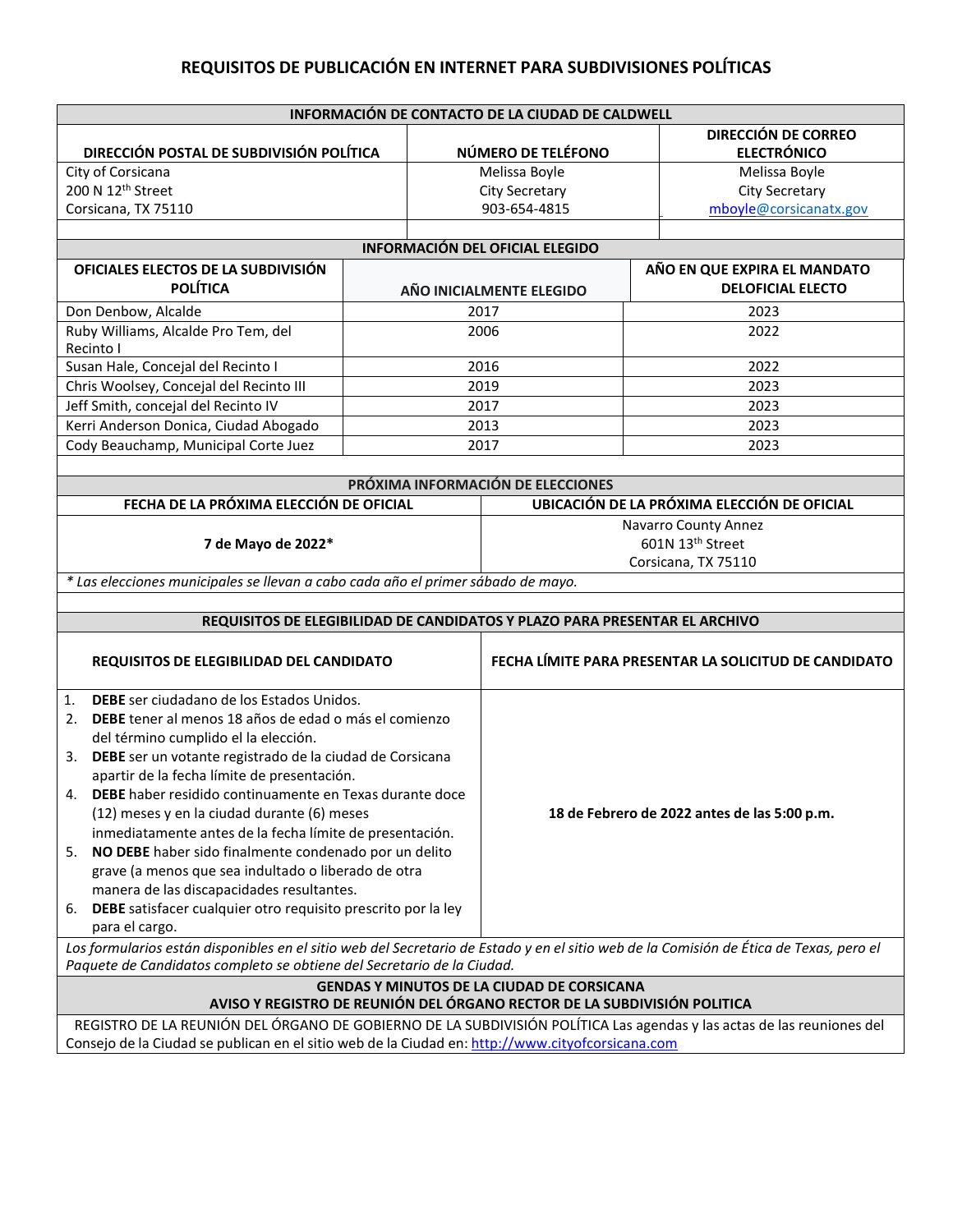## REQUISITOS DE PUBLICACIÓN EN INTERNET PARA SUBDIVISIONES POLÍTICAS

| INFORMACIÓN DE CONTACTO DE LA CIUDAD DE CALDWELL | | |
|---|---|---|
| **DIRECCIÓN POSTAL DE SUBDIVISIÓN POLÍTICA** | **NÚMERO DE TELÉFONO** | **DIRECCIÓN DE CORREO ELECTRÓNICO** |
| City of Corsicana<br>200 N 12th Street<br>Corsicana, TX 75110 | Melissa Boyle<br>City Secretary<br>903-654-4815 | Melissa Boyle<br>City Secretary<br>mboyle@corsicanatx.gov |

| INFORMACIÓN DEL OFICIAL ELEGIDO | | |
|---|---|---|
| **OFICIALES ELECTOS DE LA SUBDIVISIÓN POLÍTICA** | **AÑO INICIALMENTE ELEGIDO** | **AÑO EN QUE EXPIRA EL MANDATO DELOFICIAL ELECTO** |
| Don Denbow, Alcalde | 2017 | 2023 |
| Ruby Williams, Alcalde Pro Tem, del Recinto I | 2006 | 2022 |
| Susan Hale, Concejal del Recinto I | 2016 | 2022 |
| Chris Woolsey, Concejal del Recinto III | 2019 | 2023 |
| Jeff Smith, concejal del Recinto IV | 2017 | 2023 |
| Kerri Anderson Donica, Ciudad Abogado | 2013 | 2023 |
| Cody Beauchamp, Municipal Corte Juez | 2017 | 2023 |

| PRÓXIMA INFORMACIÓN DE ELECCIONES | |
|---|---|
| **FECHA DE LA PRÓXIMA ELECCIÓN DE OFICIAL** | **UBICACIÓN DE LA PRÓXIMA ELECCIÓN DE OFICIAL** |
| **7 de Mayo de 2022*** | Navarro County Annez<br>601N 13th Street<br>Corsicana, TX 75110 |

*\* Las elecciones municipales se llevan a cabo cada año el primer sábado de mayo.*

| REQUISITOS DE ELEGIBILIDAD DE CANDIDATOS Y PLAZO PARA PRESENTAR EL ARCHIVO | |
|---|---|
| **REQUISITOS DE ELEGIBILIDAD DEL CANDIDATO** | **FECHA LÍMITE PARA PRESENTAR LA SOLICITUD DE CANDIDATO** |
| 1. **DEBE** ser ciudadano de los Estados Unidos.<br>2. **DEBE** tener al menos 18 años de edad o más el comienzo del término cumplido el la elección.<br>3. **DEBE** ser un votante registrado de la ciudad de Corsicana apartir de la fecha límite de presentación.<br>4. **DEBE** haber residido continuamente en Texas durante doce (12) meses y en la ciudad durante (6) meses inmediatamente antes de la fecha límite de presentación.<br>5. **NO DEBE** haber sido finalmente condenado por un delito grave (a menos que sea indultado o liberado de otra manera de las discapacidades resultantes.<br>6. **DEBE** satisfacer cualquier otro requisito prescrito por la ley para el cargo. | **18 de Febrero de 2022 antes de las 5:00 p.m.** |

*Los formularios están disponibles en el sitio web del Secretario de Estado y en el sitio web de la Comisión de Ética de Texas, pero el Paquete de Candidatos completo se obtiene del Secretario de la Ciudad.*

**GENDAS Y MINUTOS DE LA CIUDAD DE CORSICANA**
**AVISO Y REGISTRO DE REUNIÓN DEL ÓRGANO RECTOR DE LA SUBDIVISIÓN POLITICA**

REGISTRO DE LA REUNIÓN DEL ÓRGANO DE GOBIERNO DE LA SUBDIVISIÓN POLÍTICA Las agendas y las actas de las reuniones del Consejo de la Ciudad se publican en el sitio web de la Ciudad en: http://www.cityofcorsicana.com